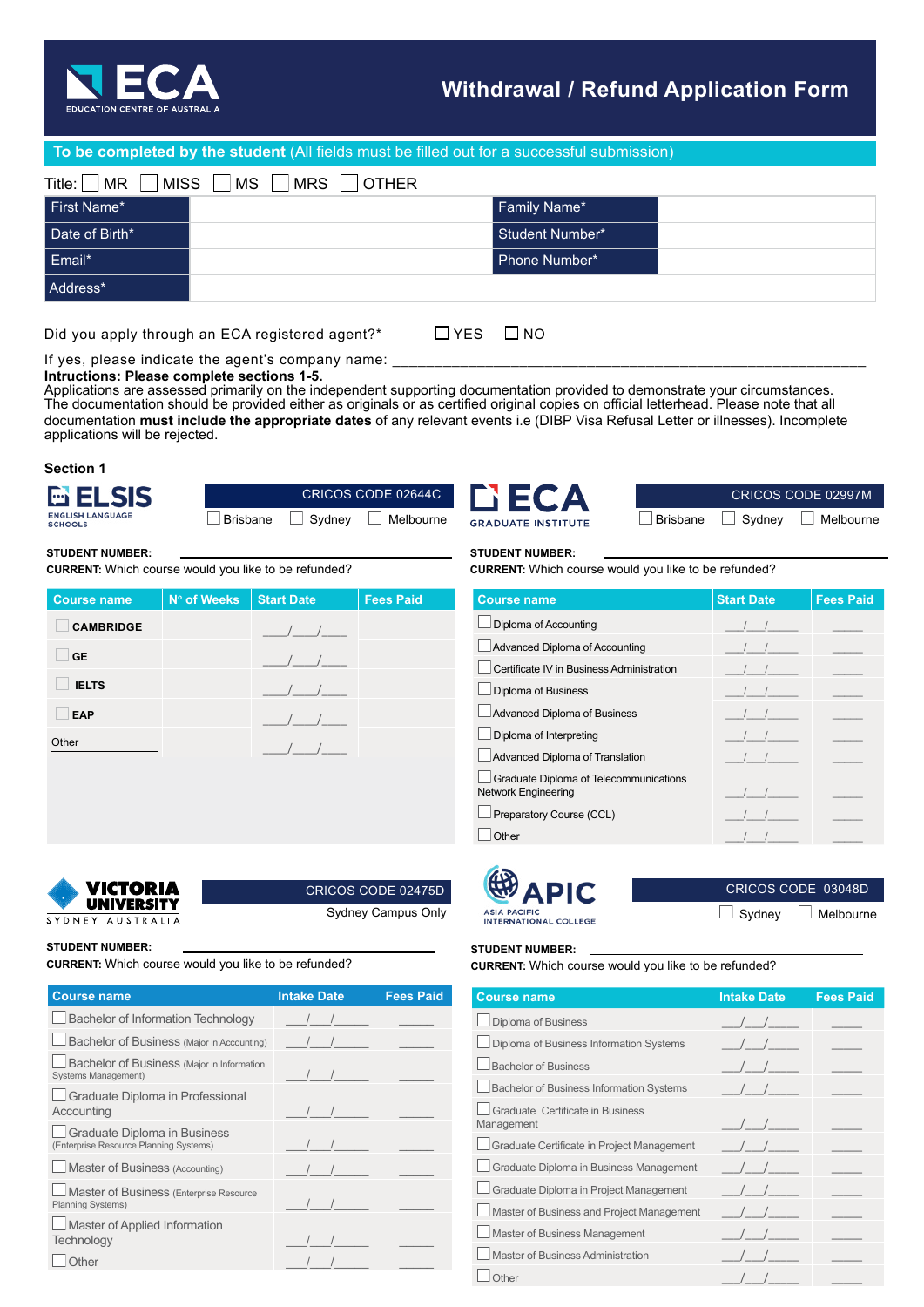# ECA
EDUCATION CENTRE OF AUSTRALIA

# Withdrawal / Refund Application Form

**To be completed by the student** (All fields must be filled out for a successful submission)

Title: ☐ MR ☐ MISS ☐ MS ☐ MRS ☐ OTHER

| First Name* | | Family Name* | |
|---|---|---|---|
| Date of Birth* | | Student Number* | |
| Email* | | Phone Number* | |
| Address* | | | |

Did you apply through an ECA registered agent?* ☐ YES ☐ NO

If yes, please indicate the agent's company name: ___________________________________________

**Intructions: Please complete sections 1-5.**
Applications are assessed primarily on the independent supporting documentation provided to demonstrate your circumstances. The documentation should be provided either as originals or as certified original copies on official letterhead. Please note that all documentation **must include the appropriate dates** of any relevant events i.e (DIBP Visa Refusal Letter or illnesses). Incomplete applications will be rejected.

## Section 1

### ELSIS ENGLISH LANGUAGE SCHOOLS

CRICOS CODE 02644C

☐ Brisbane ☐ Sydney ☐ Melbourne

**STUDENT NUMBER:** ____________________

**CURRENT:** Which course would you like to be refunded?

| Course name | Nº of Weeks | Start Date | Fees Paid |
|---|---|---|---|
| ☐ **CAMBRIDGE** | | ___/___/___ | |
| ☐ **GE** | | ___/___/___ | |
| ☐ **IELTS** | | ___/___/___ | |
| ☐ **EAP** | | ___/___/___ | |
| Other ____________ | | ___/___/___ | |

### ECA GRADUATE INSTITUTE

CRICOS CODE 02997M

☐ Brisbane ☐ Sydney ☐ Melbourne

**STUDENT NUMBER:** ____________________

**CURRENT:** Which course would you like to be refunded?

| Course name | Start Date | Fees Paid |
|---|---|---|
| ☐ Diploma of Accounting | ___/___/_____ | _____ |
| ☐ Advanced Diploma of Accounting | ___/___/_____ | _____ |
| ☐ Certificate IV in Business Administration | ___/___/_____ | _____ |
| ☐ Diploma of Business | ___/___/_____ | _____ |
| ☐ Advanced Diploma of Business | ___/___/_____ | _____ |
| ☐ Diploma of Interpreting | ___/___/_____ | _____ |
| ☐ Advanced Diploma of Translation | ___/___/_____ | _____ |
| ☐ Graduate Diploma of Telecommunications Network Engineering | ___/___/_____ | _____ |
| ☐ Preparatory Course (CCL) | ___/___/_____ | _____ |
| ☐ Other | ___/___/_____ | _____ |

### VICTORIA UNIVERSITY SYDNEY AUSTRALIA

CRICOS CODE 02475D

Sydney Campus Only

**STUDENT NUMBER:** ____________________

**CURRENT:** Which course would you like to be refunded?

| Course name | Intake Date | Fees Paid |
|---|---|---|
| ☐ Bachelor of Information Technology | ___/___/_____ | _____ |
| ☐ Bachelor of Business (Major in Accounting) | ___/___/_____ | _____ |
| ☐ Bachelor of Business (Major in Information Systems Management) | ___/___/_____ | _____ |
| ☐ Graduate Diploma in Professional Accounting | ___/___/_____ | _____ |
| ☐ Graduate Diploma in Business (Enterprise Resource Planning Systems) | ___/___/_____ | _____ |
| ☐ Master of Business (Accounting) | ___/___/_____ | _____ |
| ☐ Master of Business (Enterprise Resource Planning Systems) | ___/___/_____ | _____ |
| ☐ Master of Applied Information Technology | ___/___/_____ | _____ |
| ☐ Other | ___/___/_____ | _____ |

### APIC ASIA PACIFIC INTERNATIONAL COLLEGE

CRICOS CODE 03048D

☐ Sydney ☐ Melbourne

**STUDENT NUMBER:** ____________________

**CURRENT:** Which course would you like to be refunded?

| Course name | Intake Date | Fees Paid |
|---|---|---|
| ☐ Diploma of Business | ___/___/_____ | _____ |
| ☐ Diploma of Business Information Systems | ___/___/_____ | _____ |
| ☐ Bachelor of Business | ___/___/_____ | _____ |
| ☐ Bachelor of Business Information Systems | ___/___/_____ | _____ |
| ☐ Graduate Certificate in Business Management | ___/___/_____ | _____ |
| ☐ Graduate Certificate in Project Management | ___/___/_____ | _____ |
| ☐ Graduate Diploma in Business Management | ___/___/_____ | _____ |
| ☐ Graduate Diploma in Project Management | ___/___/_____ | _____ |
| ☐ Master of Business and Project Management | ___/___/_____ | _____ |
| ☐ Master of Business Management | ___/___/_____ | _____ |
| ☐ Master of Business Administration | ___/___/_____ | _____ |
| ☐ Other | ___/___/_____ | _____ |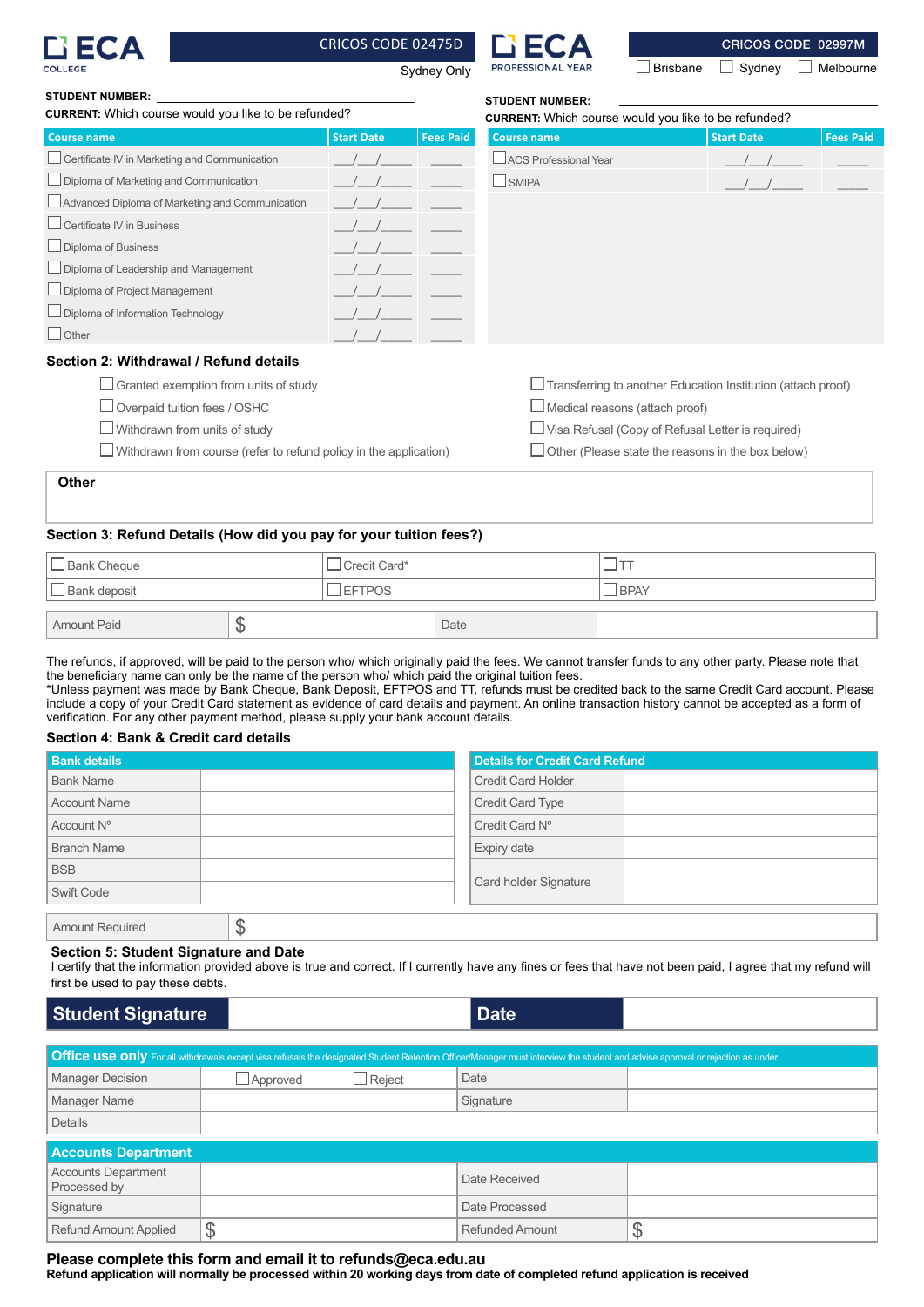ECA COLLEGE — CRICOS CODE 02475D — Sydney Only

**STUDENT NUMBER:** ____________________

**CURRENT:** Which course would you like to be refunded?

| Course name | Start Date | Fees Paid |
|---|---|---|
| ☐ Certificate IV in Marketing and Communication | __/__/____ | _____ |
| ☐ Diploma of Marketing and Communication | __/__/____ | _____ |
| ☐ Advanced Diploma of Marketing and Communication | __/__/____ | _____ |
| ☐ Certificate IV in Business | __/__/____ | _____ |
| ☐ Diploma of Business | __/__/____ | _____ |
| ☐ Diploma of Leadership and Management | __/__/____ | _____ |
| ☐ Diploma of Project Management | __/__/____ | _____ |
| ☐ Diploma of Information Technology | __/__/____ | _____ |
| ☐ Other | __/__/____ | _____ |

ECA PROFESSIONAL YEAR — CRICOS CODE 02997M — ☐ Brisbane ☐ Sydney ☐ Melbourne

**STUDENT NUMBER:** ____________________

**CURRENT:** Which course would you like to be refunded?

| Course name | Start Date | Fees Paid |
|---|---|---|
| ☐ ACS Professional Year | __/__/____ | _____ |
| ☐ SMIPA | __/__/____ | _____ |

## Section 2: Withdrawal / Refund details

- ☐ Granted exemption from units of study
- ☐ Overpaid tuition fees / OSHC
- ☐ Withdrawn from units of study
- ☐ Withdrawn from course (refer to refund policy in the application)
- ☐ Transferring to another Education Institution (attach proof)
- ☐ Medical reasons (attach proof)
- ☐ Visa Refusal (Copy of Refusal Letter is required)
- ☐ Other (Please state the reasons in the box below)

**Other**

## Section 3: Refund Details (How did you pay for your tuition fees?)

| | | |
|---|---|---|
| ☐ Bank Cheque | ☐ Credit Card* | ☐ TT |
| ☐ Bank deposit | ☐ EFTPOS | ☐ BPAY |

| | | | |
|---|---|---|---|
| Amount Paid | $ | Date | |

The refunds, if approved, will be paid to the person who/ which originally paid the fees. We cannot transfer funds to any other party. Please note that the beneficiary name can only be the name of the person who/ which paid the original tuition fees.
*Unless payment was made by Bank Cheque, Bank Deposit, EFTPOS and TT, refunds must be credited back to the same Credit Card account. Please include a copy of your Credit Card statement as evidence of card details and payment. An online transaction history cannot be accepted as a form of verification. For any other payment method, please supply your bank account details.

## Section 4: Bank & Credit card details

| Bank details | |
|---|---|
| Bank Name | |
| Account Name | |
| Account Nº | |
| Branch Name | |
| BSB | |
| Swift Code | |

| Details for Credit Card Refund | |
|---|---|
| Credit Card Holder | |
| Credit Card Type | |
| Credit Card Nº | |
| Expiry date | |
| Card holder Signature | |

| | |
|---|---|
| Amount Required | $ |

## Section 5: Student Signature and Date

I certify that the information provided above is true and correct. If I currently have any fines or fees that have not been paid, I agree that my refund will first be used to pay these debts.

| Student Signature | | Date | |
|---|---|---|---|

**Office use only** For all withdrawals except visa refusals the designated Student Retention Officer/Manager must interview the student and advise approval or rejection as under

| | | | |
|---|---|---|---|
| Manager Decision | ☐ Approved ☐ Reject | Date | |
| Manager Name | | Signature | |
| Details | | | |

**Accounts Department**

| | | | |
|---|---|---|---|
| Accounts Department Processed by | | Date Received | |
| Signature | | Date Processed | |
| Refund Amount Applied | $ | Refunded Amount | $ |

**Please complete this form and email it to refunds@eca.edu.au**

**Refund application will normally be processed within 20 working days from date of completed refund application is received**